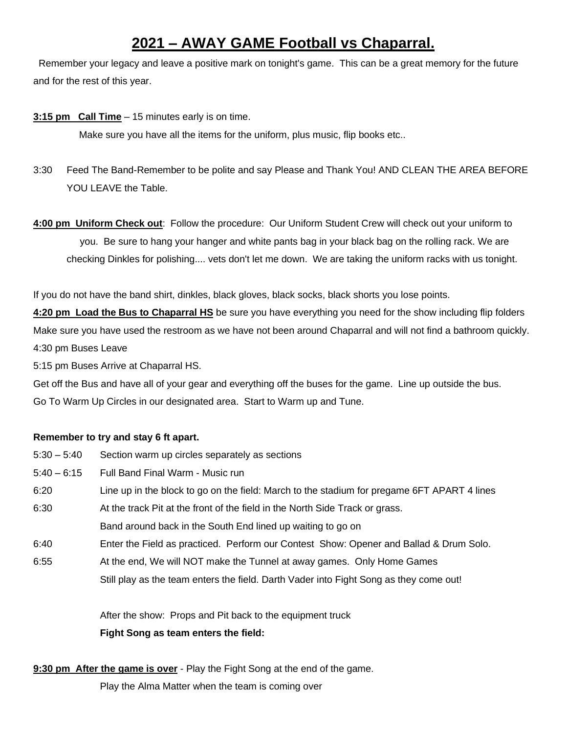# 2021 – AWAY GAME Football vs Chaparral.

Remember your legacy and leave a positive mark on tonight's game. This can be a great memory for the future and for the rest of this year.

**3:15 pm Call Time** – 15 minutes early is on time.

Make sure you have all the items for the uniform, plus music, flip books etc..

3:30 Feed The Band-Remember to be polite and say Please and Thank You! AND CLEAN THE AREA BEFORE YOU LEAVE the Table.

**4:00 pm Uniform Check out**: Follow the procedure: Our Uniform Student Crew will check out your uniform to you. Be sure to hang your hanger and white pants bag in your black bag on the rolling rack. We are checking Dinkles for polishing.... vets don't let me down. We are taking the uniform racks with us tonight.

If you do not have the band shirt, dinkles, black gloves, black socks, black shorts you lose points.

**4:20 pm Load the Bus to Chaparral HS** be sure you have everything you need for the show including flip folders

Make sure you have used the restroom as we have not been around Chaparral and will not find a bathroom quickly.

4:30 pm Buses Leave

5:15 pm Buses Arrive at Chaparral HS.

Get off the Bus and have all of your gear and everything off the buses for the game. Line up outside the bus.

Go To Warm Up Circles in our designated area. Start to Warm up and Tune.

**Remember to try and stay 6 ft apart.**

5:30 – 5:40 Section warm up circles separately as sections

5:40 – 6:15 Full Band Final Warm - Music run

6:20 Line up in the block to go on the field: March to the stadium for pregame 6FT APART 4 lines

6:30 At the track Pit at the front of the field in the North Side Track or grass.

Band around back in the South End lined up waiting to go on

6:40 Enter the Field as practiced. Perform our Contest Show: Opener and Ballad & Drum Solo.

6:55 At the end, We will NOT make the Tunnel at away games. Only Home Games

Still play as the team enters the field. Darth Vader into Fight Song as they come out!

After the show: Props and Pit back to the equipment truck

**Fight Song as team enters the field:**

**9:30 pm After the game is over** - Play the Fight Song at the end of the game.

Play the Alma Matter when the team is coming over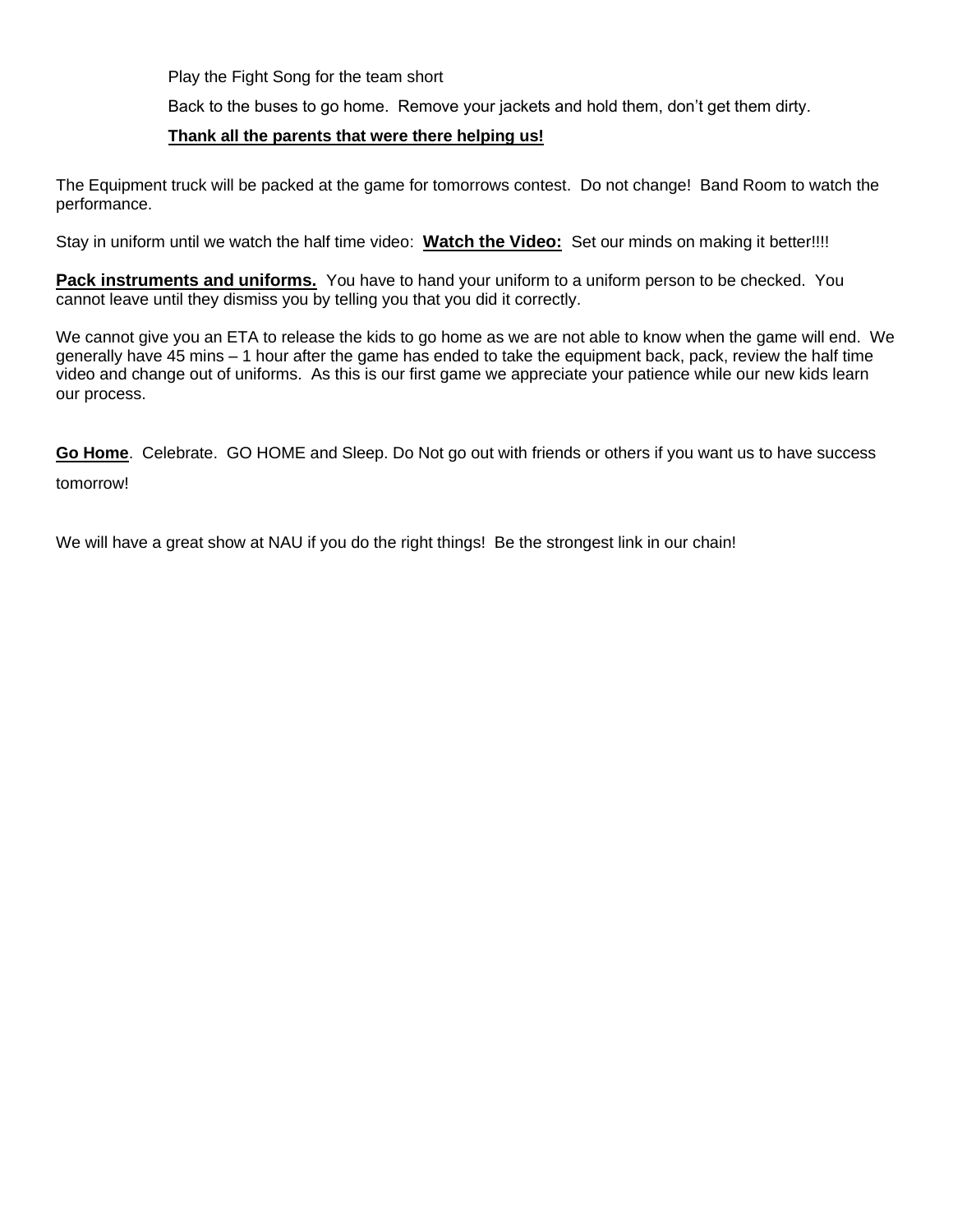Play the Fight Song for the team short

Back to the buses to go home. Remove your jackets and hold them, don't get them dirty.

**Thank all the parents that were there helping us!**

The Equipment truck will be packed at the game for tomorrows contest. Do not change! Band Room to watch the performance.

Stay in uniform until we watch the half time video: **Watch the Video:** Set our minds on making it better!!!!

**Pack instruments and uniforms.** You have to hand your uniform to a uniform person to be checked. You cannot leave until they dismiss you by telling you that you did it correctly.

We cannot give you an ETA to release the kids to go home as we are not able to know when the game will end. We generally have 45 mins – 1 hour after the game has ended to take the equipment back, pack, review the half time video and change out of uniforms. As this is our first game we appreciate your patience while our new kids learn our process.

**Go Home**. Celebrate. GO HOME and Sleep. Do Not go out with friends or others if you want us to have success tomorrow!

We will have a great show at NAU if you do the right things! Be the strongest link in our chain!